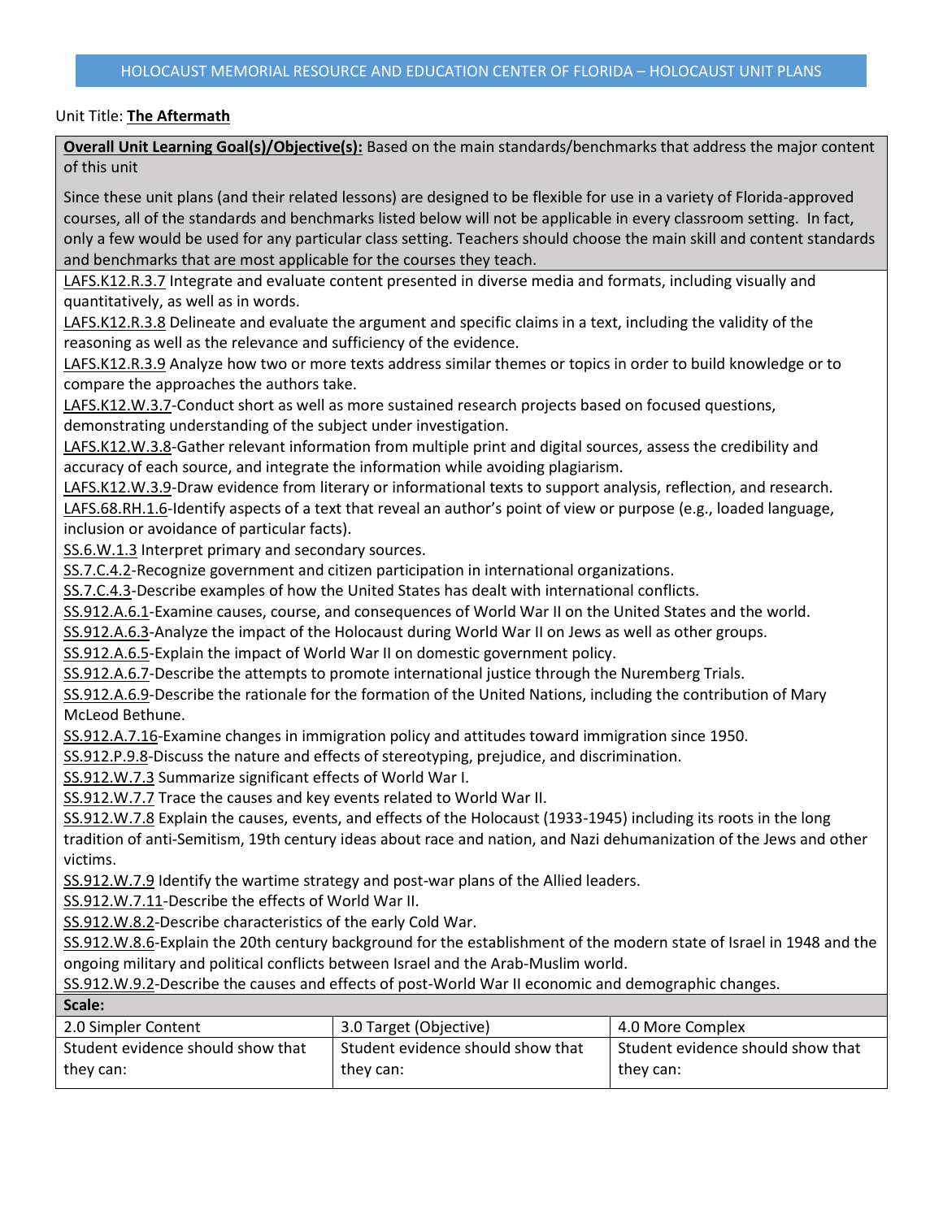HOLOCAUST MEMORIAL RESOURCE AND EDUCATION CENTER OF FLORIDA – HOLOCAUST UNIT PLANS

Unit Title: **The Aftermath**

**Overall Unit Learning Goal(s)/Objective(s):** Based on the main standards/benchmarks that address the major content of this unit

Since these unit plans (and their related lessons) are designed to be flexible for use in a variety of Florida-approved courses, all of the standards and benchmarks listed below will not be applicable in every classroom setting. In fact, only a few would be used for any particular class setting. Teachers should choose the main skill and content standards and benchmarks that are most applicable for the courses they teach.

LAFS.K12.R.3.7 Integrate and evaluate content presented in diverse media and formats, including visually and quantitatively, as well as in words.
LAFS.K12.R.3.8 Delineate and evaluate the argument and specific claims in a text, including the validity of the reasoning as well as the relevance and sufficiency of the evidence.
LAFS.K12.R.3.9 Analyze how two or more texts address similar themes or topics in order to build knowledge or to compare the approaches the authors take.
LAFS.K12.W.3.7-Conduct short as well as more sustained research projects based on focused questions, demonstrating understanding of the subject under investigation.
LAFS.K12.W.3.8-Gather relevant information from multiple print and digital sources, assess the credibility and accuracy of each source, and integrate the information while avoiding plagiarism.
LAFS.K12.W.3.9-Draw evidence from literary or informational texts to support analysis, reflection, and research.
LAFS.68.RH.1.6-Identify aspects of a text that reveal an author's point of view or purpose (e.g., loaded language, inclusion or avoidance of particular facts).
SS.6.W.1.3 Interpret primary and secondary sources.
SS.7.C.4.2-Recognize government and citizen participation in international organizations.
SS.7.C.4.3-Describe examples of how the United States has dealt with international conflicts.
SS.912.A.6.1-Examine causes, course, and consequences of World War II on the United States and the world.
SS.912.A.6.3-Analyze the impact of the Holocaust during World War II on Jews as well as other groups.
SS.912.A.6.5-Explain the impact of World War II on domestic government policy.
SS.912.A.6.7-Describe the attempts to promote international justice through the Nuremberg Trials.
SS.912.A.6.9-Describe the rationale for the formation of the United Nations, including the contribution of Mary McLeod Bethune.
SS.912.A.7.16-Examine changes in immigration policy and attitudes toward immigration since 1950.
SS.912.P.9.8-Discuss the nature and effects of stereotyping, prejudice, and discrimination.
SS.912.W.7.3 Summarize significant effects of World War I.
SS.912.W.7.7 Trace the causes and key events related to World War II.
SS.912.W.7.8 Explain the causes, events, and effects of the Holocaust (1933-1945) including its roots in the long tradition of anti-Semitism, 19th century ideas about race and nation, and Nazi dehumanization of the Jews and other victims.
SS.912.W.7.9 Identify the wartime strategy and post-war plans of the Allied leaders.
SS.912.W.7.11-Describe the effects of World War II.
SS.912.W.8.2-Describe characteristics of the early Cold War.
SS.912.W.8.6-Explain the 20th century background for the establishment of the modern state of Israel in 1948 and the ongoing military and political conflicts between Israel and the Arab-Muslim world.
SS.912.W.9.2-Describe the causes and effects of post-World War II economic and demographic changes.

**Scale:**

| 2.0 Simpler Content | 3.0 Target (Objective) | 4.0 More Complex |
|---|---|---|
| Student evidence should show that they can: | Student evidence should show that they can: | Student evidence should show that they can: |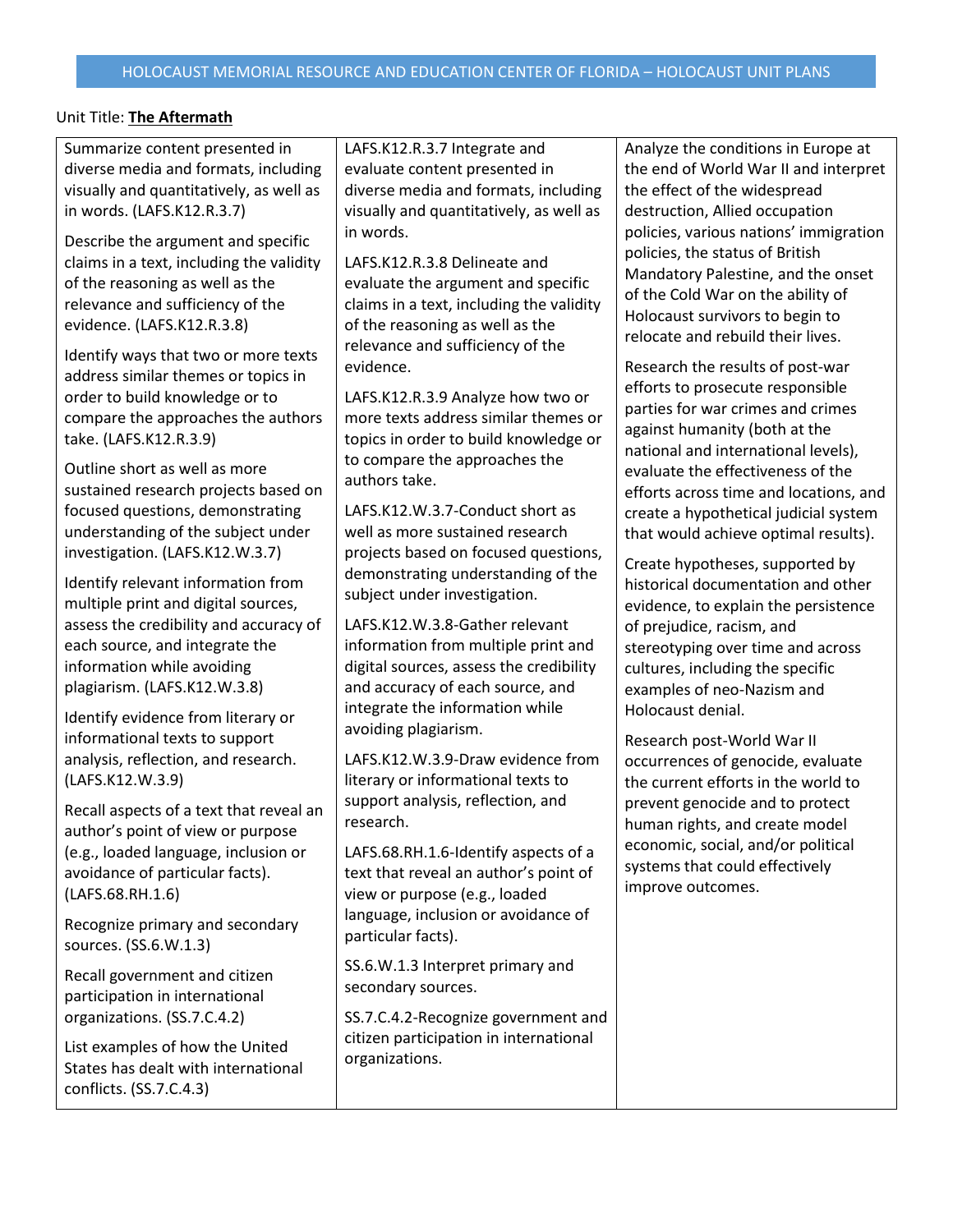Unit Title: **The Aftermath**

| | | |
|---|---|---|
| Summarize content presented in diverse media and formats, including visually and quantitatively, as well as in words. (LAFS.K12.R.3.7)<br><br>Describe the argument and specific claims in a text, including the validity of the reasoning as well as the relevance and sufficiency of the evidence. (LAFS.K12.R.3.8)<br><br>Identify ways that two or more texts address similar themes or topics in order to build knowledge or to compare the approaches the authors take. (LAFS.K12.R.3.9)<br><br>Outline short as well as more sustained research projects based on focused questions, demonstrating understanding of the subject under investigation. (LAFS.K12.W.3.7)<br><br>Identify relevant information from multiple print and digital sources, assess the credibility and accuracy of each source, and integrate the information while avoiding plagiarism. (LAFS.K12.W.3.8)<br><br>Identify evidence from literary or informational texts to support analysis, reflection, and research. (LAFS.K12.W.3.9)<br><br>Recall aspects of a text that reveal an author's point of view or purpose (e.g., loaded language, inclusion or avoidance of particular facts). (LAFS.68.RH.1.6)<br><br>Recognize primary and secondary sources. (SS.6.W.1.3)<br><br>Recall government and citizen participation in international organizations. (SS.7.C.4.2)<br><br>List examples of how the United States has dealt with international conflicts. (SS.7.C.4.3) | LAFS.K12.R.3.7 Integrate and evaluate content presented in diverse media and formats, including visually and quantitatively, as well as in words.<br><br>LAFS.K12.R.3.8 Delineate and evaluate the argument and specific claims in a text, including the validity of the reasoning as well as the relevance and sufficiency of the evidence.<br><br>LAFS.K12.R.3.9 Analyze how two or more texts address similar themes or topics in order to build knowledge or to compare the approaches the authors take.<br><br>LAFS.K12.W.3.7-Conduct short as well as more sustained research projects based on focused questions, demonstrating understanding of the subject under investigation.<br><br>LAFS.K12.W.3.8-Gather relevant information from multiple print and digital sources, assess the credibility and accuracy of each source, and integrate the information while avoiding plagiarism.<br><br>LAFS.K12.W.3.9-Draw evidence from literary or informational texts to support analysis, reflection, and research.<br><br>LAFS.68.RH.1.6-Identify aspects of a text that reveal an author's point of view or purpose (e.g., loaded language, inclusion or avoidance of particular facts).<br><br>SS.6.W.1.3 Interpret primary and secondary sources.<br><br>SS.7.C.4.2-Recognize government and citizen participation in international organizations. | Analyze the conditions in Europe at the end of World War II and interpret the effect of the widespread destruction, Allied occupation policies, various nations' immigration policies, the status of British Mandatory Palestine, and the onset of the Cold War on the ability of Holocaust survivors to begin to relocate and rebuild their lives.<br><br>Research the results of post-war efforts to prosecute responsible parties for war crimes and crimes against humanity (both at the national and international levels), evaluate the effectiveness of the efforts across time and locations, and create a hypothetical judicial system that would achieve optimal results).<br><br>Create hypotheses, supported by historical documentation and other evidence, to explain the persistence of prejudice, racism, and stereotyping over time and across cultures, including the specific examples of neo-Nazism and Holocaust denial.<br><br>Research post-World War II occurrences of genocide, evaluate the current efforts in the world to prevent genocide and to protect human rights, and create model economic, social, and/or political systems that could effectively improve outcomes. |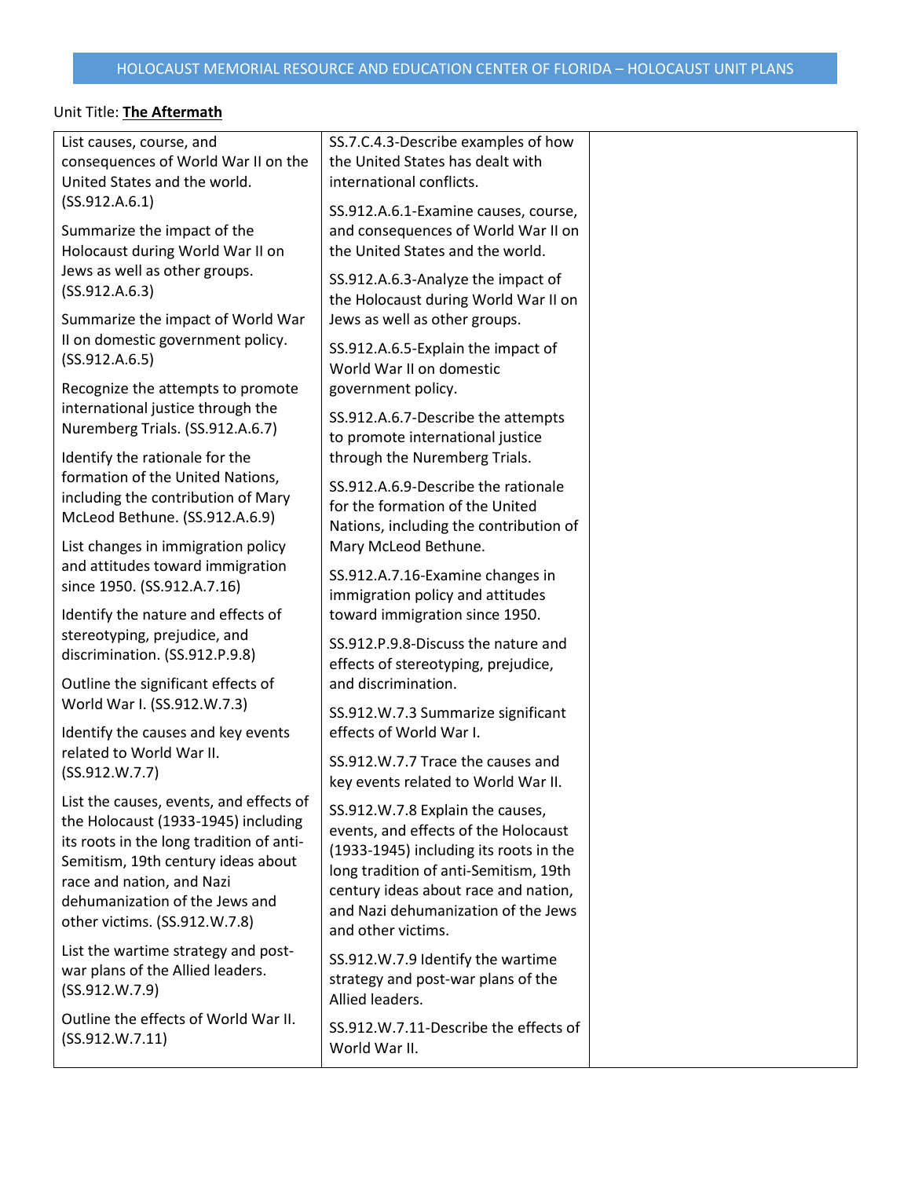Unit Title: **The Aftermath**

| | | |
|---|---|---|
| List causes, course, and consequences of World War II on the United States and the world. (SS.912.A.6.1)<br><br>Summarize the impact of the Holocaust during World War II on Jews as well as other groups. (SS.912.A.6.3)<br><br>Summarize the impact of World War II on domestic government policy. (SS.912.A.6.5)<br><br>Recognize the attempts to promote international justice through the Nuremberg Trials. (SS.912.A.6.7)<br><br>Identify the rationale for the formation of the United Nations, including the contribution of Mary McLeod Bethune. (SS.912.A.6.9)<br><br>List changes in immigration policy and attitudes toward immigration since 1950. (SS.912.A.7.16)<br><br>Identify the nature and effects of stereotyping, prejudice, and discrimination. (SS.912.P.9.8)<br><br>Outline the significant effects of World War I. (SS.912.W.7.3)<br><br>Identify the causes and key events related to World War II. (SS.912.W.7.7)<br><br>List the causes, events, and effects of the Holocaust (1933-1945) including its roots in the long tradition of anti-Semitism, 19th century ideas about race and nation, and Nazi dehumanization of the Jews and other victims. (SS.912.W.7.8)<br><br>List the wartime strategy and post-war plans of the Allied leaders. (SS.912.W.7.9)<br><br>Outline the effects of World War II. (SS.912.W.7.11) | SS.7.C.4.3-Describe examples of how the United States has dealt with international conflicts.<br><br>SS.912.A.6.1-Examine causes, course, and consequences of World War II on the United States and the world.<br><br>SS.912.A.6.3-Analyze the impact of the Holocaust during World War II on Jews as well as other groups.<br><br>SS.912.A.6.5-Explain the impact of World War II on domestic government policy.<br><br>SS.912.A.6.7-Describe the attempts to promote international justice through the Nuremberg Trials.<br><br>SS.912.A.6.9-Describe the rationale for the formation of the United Nations, including the contribution of Mary McLeod Bethune.<br><br>SS.912.A.7.16-Examine changes in immigration policy and attitudes toward immigration since 1950.<br><br>SS.912.P.9.8-Discuss the nature and effects of stereotyping, prejudice, and discrimination.<br><br>SS.912.W.7.3 Summarize significant effects of World War I.<br><br>SS.912.W.7.7 Trace the causes and key events related to World War II.<br><br>SS.912.W.7.8 Explain the causes, events, and effects of the Holocaust (1933-1945) including its roots in the long tradition of anti-Semitism, 19th century ideas about race and nation, and Nazi dehumanization of the Jews and other victims.<br><br>SS.912.W.7.9 Identify the wartime strategy and post-war plans of the Allied leaders.<br><br>SS.912.W.7.11-Describe the effects of World War II. | |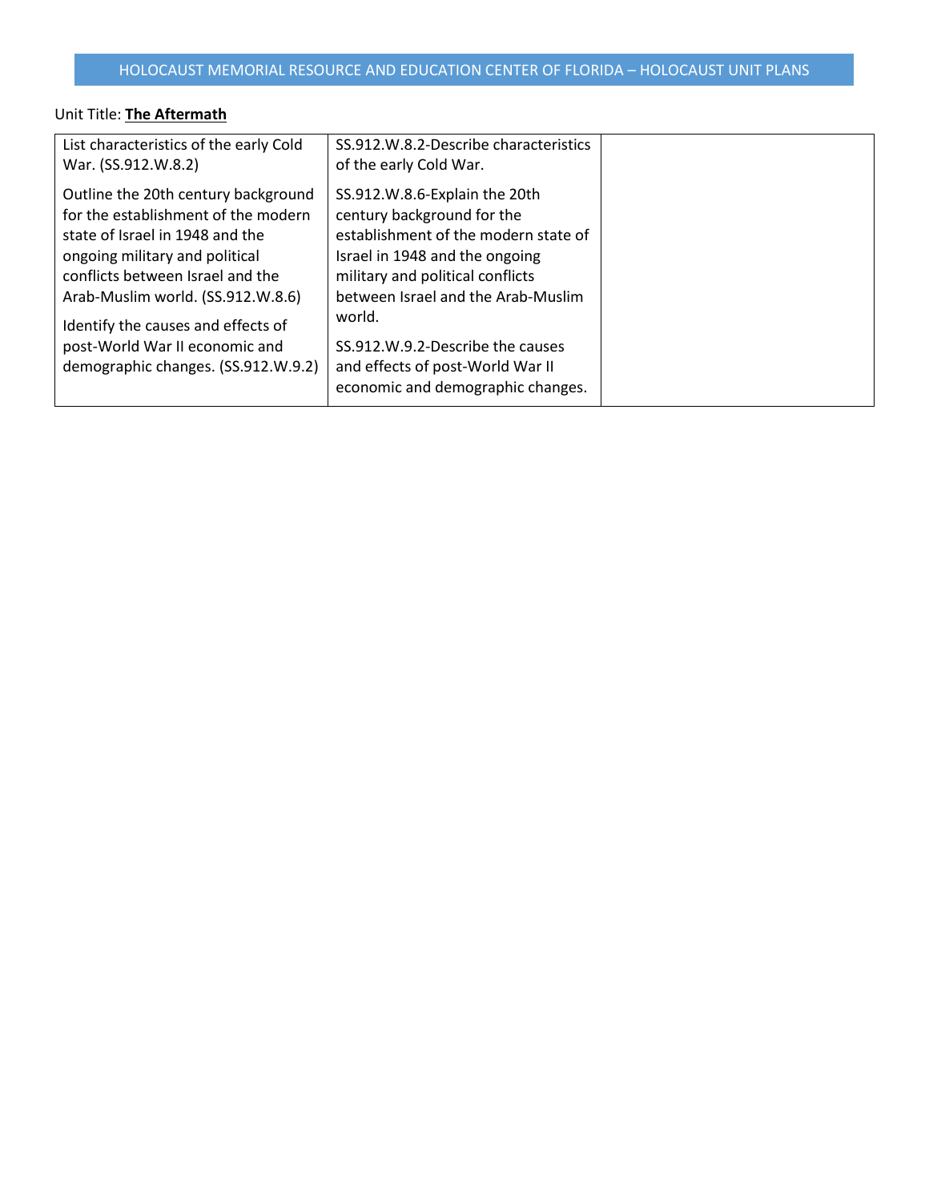Unit Title: **The Aftermath**

| | | |
|---|---|---|
| List characteristics of the early Cold War. (SS.912.W.8.2)<br><br>Outline the 20th century background for the establishment of the modern state of Israel in 1948 and the ongoing military and political conflicts between Israel and the Arab-Muslim world. (SS.912.W.8.6)<br><br>Identify the causes and effects of post-World War II economic and demographic changes. (SS.912.W.9.2) | SS.912.W.8.2-Describe characteristics of the early Cold War.<br><br>SS.912.W.8.6-Explain the 20th century background for the establishment of the modern state of Israel in 1948 and the ongoing military and political conflicts between Israel and the Arab-Muslim world.<br><br>SS.912.W.9.2-Describe the causes and effects of post-World War II economic and demographic changes. | |